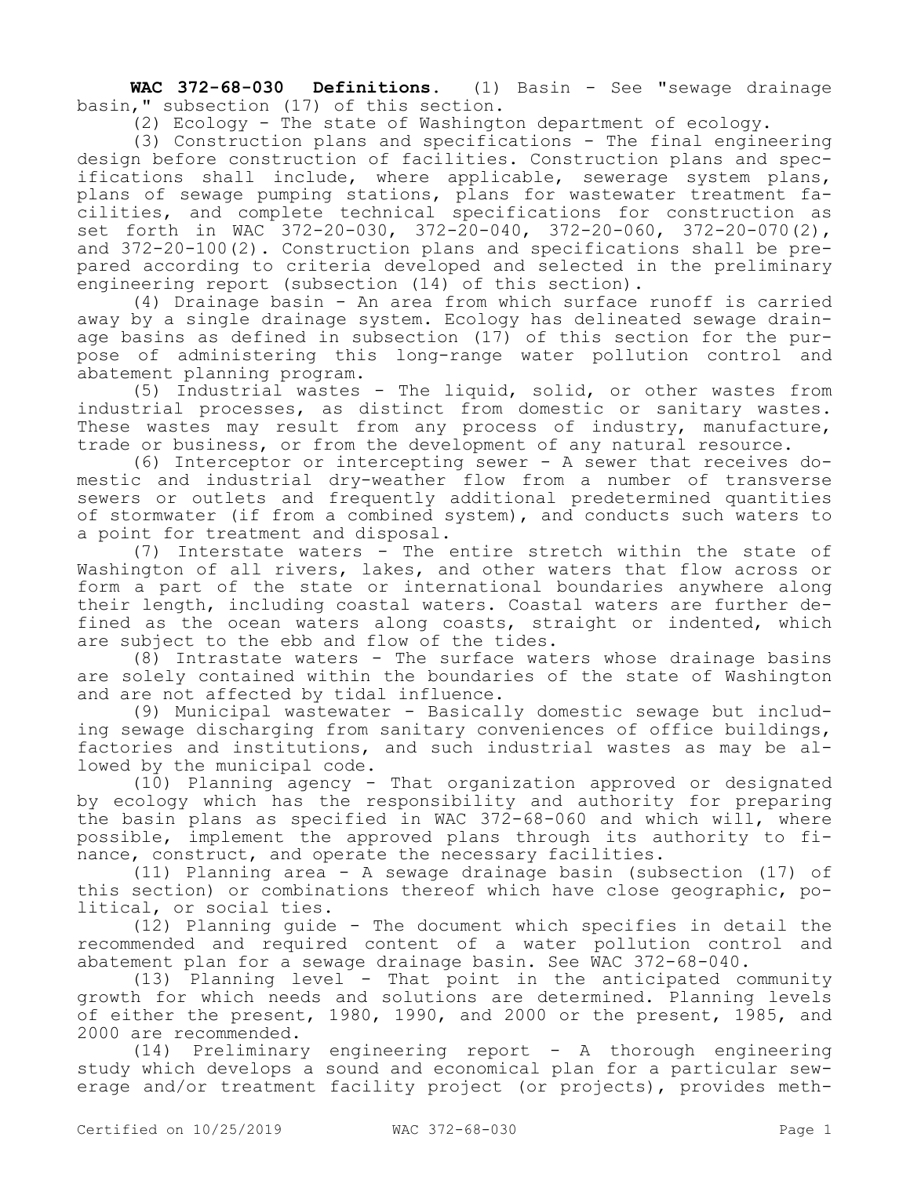**WAC 372-68-030 Definitions.** (1) Basin - See "sewage drainage basin," subsection (17) of this section.

(2) Ecology - The state of Washington department of ecology.

(3) Construction plans and specifications - The final engineering design before construction of facilities. Construction plans and specifications shall include, where applicable, sewerage system plans, plans of sewage pumping stations, plans for wastewater treatment facilities, and complete technical specifications for construction as set forth in WAC 372-20-030, 372-20-040, 372-20-060, 372-20-070(2), and 372-20-100(2). Construction plans and specifications shall be prepared according to criteria developed and selected in the preliminary engineering report (subsection (14) of this section).

(4) Drainage basin - An area from which surface runoff is carried away by a single drainage system. Ecology has delineated sewage drainage basins as defined in subsection (17) of this section for the purpose of administering this long-range water pollution control and abatement planning program.

(5) Industrial wastes - The liquid, solid, or other wastes from industrial processes, as distinct from domestic or sanitary wastes. These wastes may result from any process of industry, manufacture, trade or business, or from the development of any natural resource.

(6) Interceptor or intercepting sewer - A sewer that receives domestic and industrial dry-weather flow from a number of transverse sewers or outlets and frequently additional predetermined quantities of stormwater (if from a combined system), and conducts such waters to a point for treatment and disposal.

(7) Interstate waters - The entire stretch within the state of Washington of all rivers, lakes, and other waters that flow across or form a part of the state or international boundaries anywhere along their length, including coastal waters. Coastal waters are further defined as the ocean waters along coasts, straight or indented, which are subject to the ebb and flow of the tides.

(8) Intrastate waters - The surface waters whose drainage basins are solely contained within the boundaries of the state of Washington and are not affected by tidal influence.

(9) Municipal wastewater - Basically domestic sewage but including sewage discharging from sanitary conveniences of office buildings, factories and institutions, and such industrial wastes as may be allowed by the municipal code.

(10) Planning agency - That organization approved or designated by ecology which has the responsibility and authority for preparing the basin plans as specified in WAC 372-68-060 and which will, where possible, implement the approved plans through its authority to finance, construct, and operate the necessary facilities.

(11) Planning area - A sewage drainage basin (subsection (17) of this section) or combinations thereof which have close geographic, political, or social ties.

(12) Planning guide - The document which specifies in detail the recommended and required content of a water pollution control and abatement plan for a sewage drainage basin. See WAC 372-68-040.

(13) Planning level - That point in the anticipated community growth for which needs and solutions are determined. Planning levels of either the present, 1980, 1990, and 2000 or the present, 1985, and 2000 are recommended.

(14) Preliminary engineering report - A thorough engineering study which develops a sound and economical plan for a particular sewerage and/or treatment facility project (or projects), provides meth-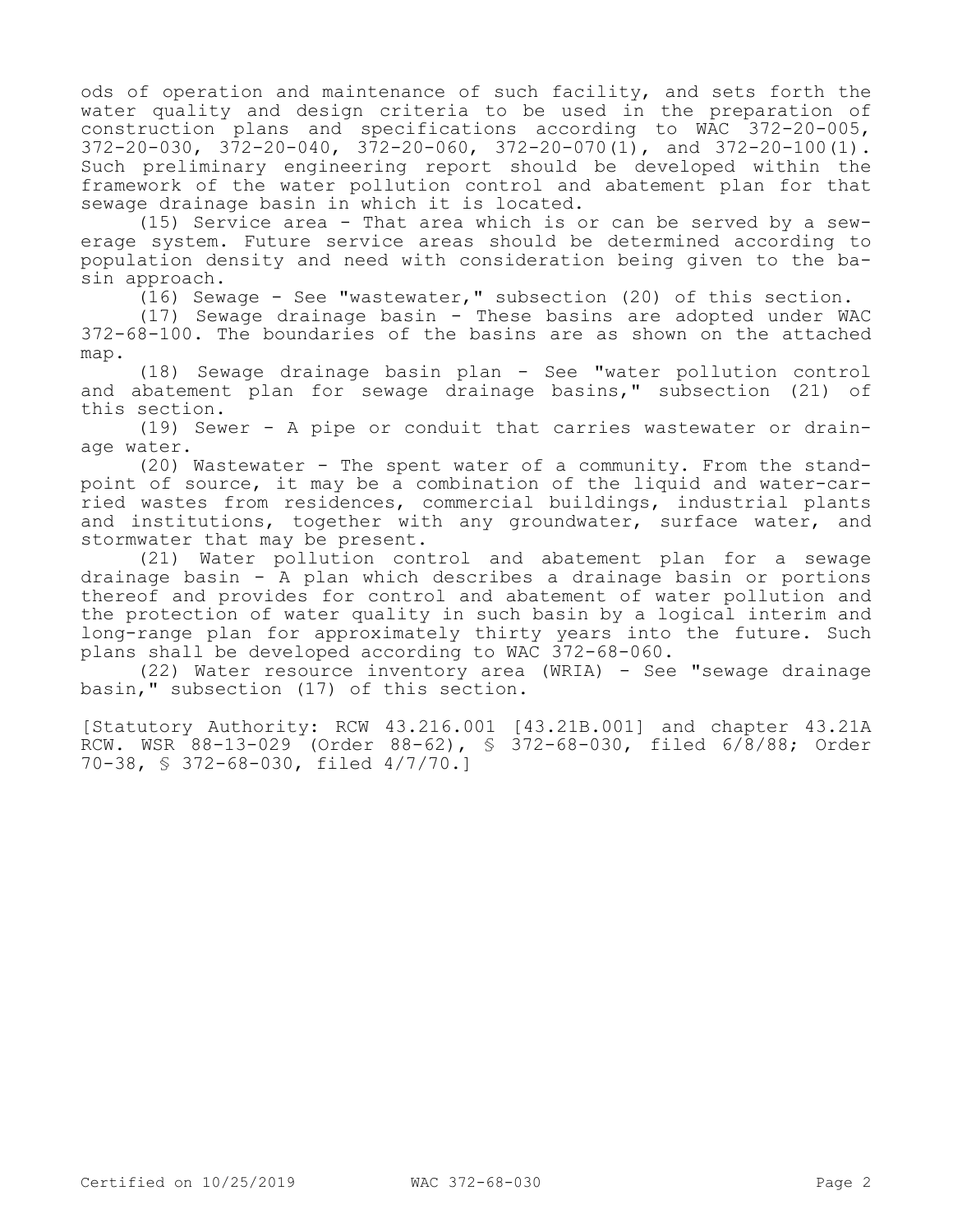ods of operation and maintenance of such facility, and sets forth the water quality and design criteria to be used in the preparation of construction plans and specifications according to WAC 372-20-005, 372-20-030, 372-20-040, 372-20-060, 372-20-070(1), and 372-20-100(1). Such preliminary engineering report should be developed within the framework of the water pollution control and abatement plan for that sewage drainage basin in which it is located.

(15) Service area - That area which is or can be served by a sewerage system. Future service areas should be determined according to population density and need with consideration being given to the basin approach.

(16) Sewage - See "wastewater," subsection (20) of this section.

(17) Sewage drainage basin - These basins are adopted under WAC 372-68-100. The boundaries of the basins are as shown on the attached map.

(18) Sewage drainage basin plan - See "water pollution control and abatement plan for sewage drainage basins," subsection (21) of this section.

(19) Sewer - A pipe or conduit that carries wastewater or drainage water.

(20) Wastewater - The spent water of a community. From the standpoint of source, it may be a combination of the liquid and water-carried wastes from residences, commercial buildings, industrial plants and institutions, together with any groundwater, surface water, and stormwater that may be present.

(21) Water pollution control and abatement plan for a sewage drainage basin - A plan which describes a drainage basin or portions thereof and provides for control and abatement of water pollution and the protection of water quality in such basin by a logical interim and long-range plan for approximately thirty years into the future. Such plans shall be developed according to WAC 372-68-060.

(22) Water resource inventory area (WRIA) - See "sewage drainage basin," subsection (17) of this section.

[Statutory Authority: RCW 43.216.001 [43.21B.001] and chapter 43.21A RCW. WSR 88-13-029 (Order 88-62), § 372-68-030, filed 6/8/88; Order 70-38, § 372-68-030, filed 4/7/70.]